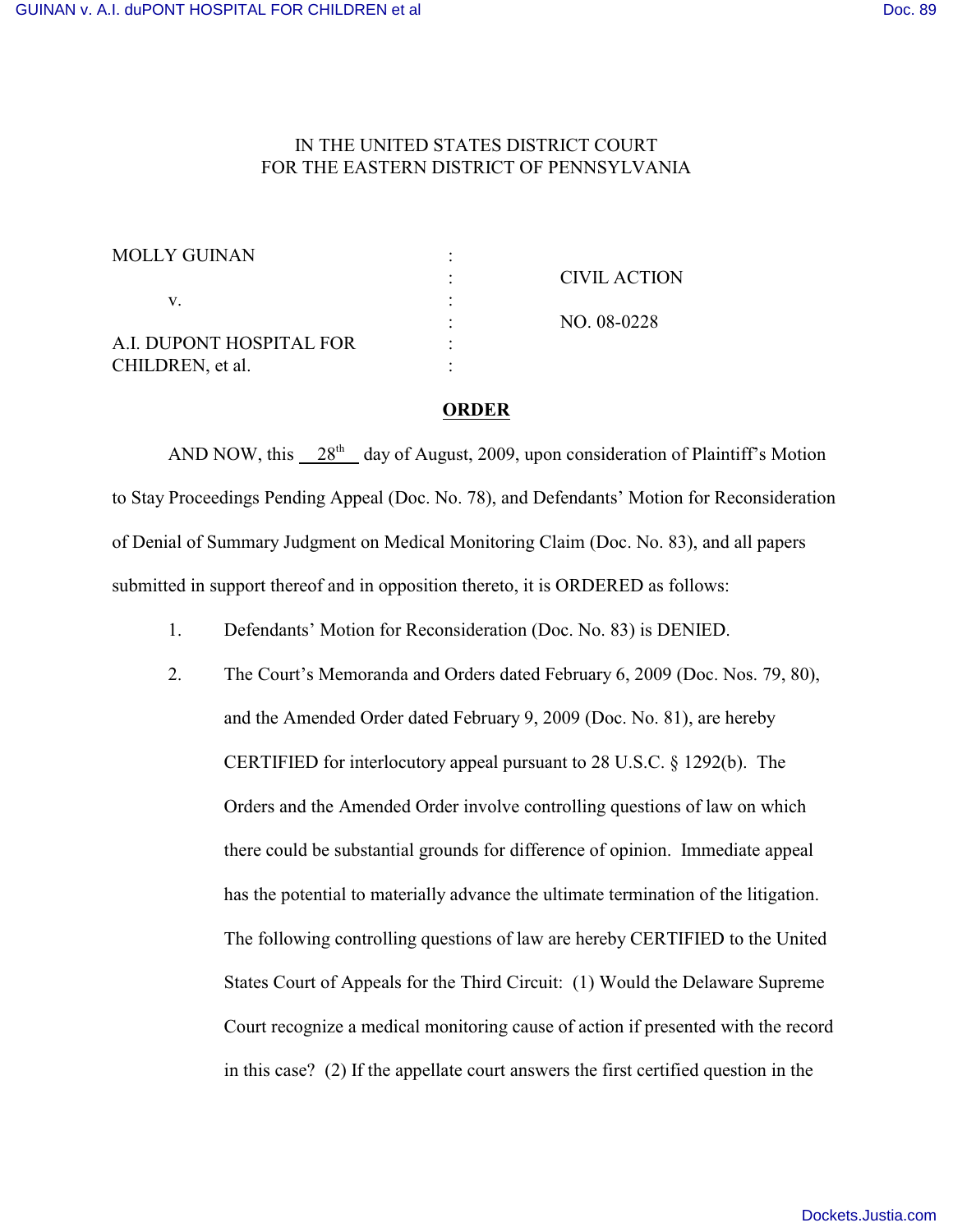IN THE UNITED STATES DISTRICT COURT
FOR THE EASTERN DISTRICT OF PENNSYLVANIA

| | | |
|---|---|---|
| MOLLY GUINAN | : | |
| | : | CIVIL ACTION |
| v. | : | |
| | : | NO. 08-0228 |
| A.I. DUPONT HOSPITAL FOR CHILDREN, et al. | : | |

**ORDER**

AND NOW, this 28th day of August, 2009, upon consideration of Plaintiff's Motion to Stay Proceedings Pending Appeal (Doc. No. 78), and Defendants' Motion for Reconsideration of Denial of Summary Judgment on Medical Monitoring Claim (Doc. No. 83), and all papers submitted in support thereof and in opposition thereto, it is ORDERED as follows:

1. Defendants' Motion for Reconsideration (Doc. No. 83) is DENIED.

2. The Court's Memoranda and Orders dated February 6, 2009 (Doc. Nos. 79, 80), and the Amended Order dated February 9, 2009 (Doc. No. 81), are hereby CERTIFIED for interlocutory appeal pursuant to 28 U.S.C. § 1292(b). The Orders and the Amended Order involve controlling questions of law on which there could be substantial grounds for difference of opinion. Immediate appeal has the potential to materially advance the ultimate termination of the litigation. The following controlling questions of law are hereby CERTIFIED to the United States Court of Appeals for the Third Circuit: (1) Would the Delaware Supreme Court recognize a medical monitoring cause of action if presented with the record in this case? (2) If the appellate court answers the first certified question in the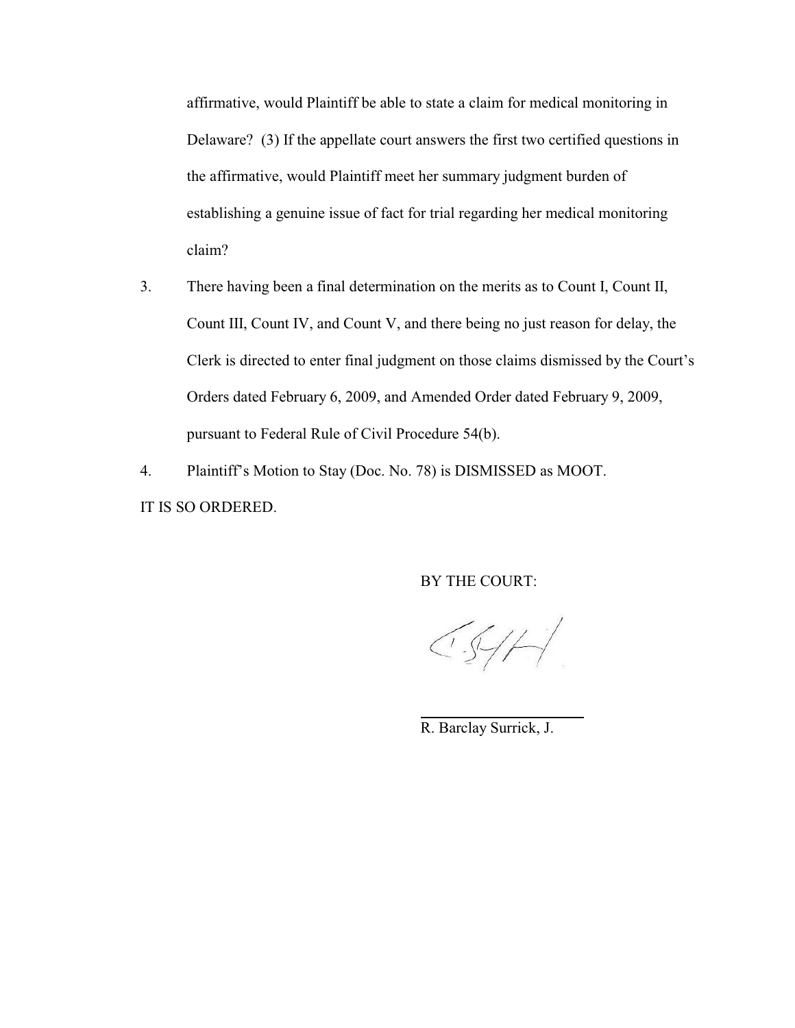affirmative, would Plaintiff be able to state a claim for medical monitoring in Delaware? (3) If the appellate court answers the first two certified questions in the affirmative, would Plaintiff meet her summary judgment burden of establishing a genuine issue of fact for trial regarding her medical monitoring claim?

3. There having been a final determination on the merits as to Count I, Count II, Count III, Count IV, and Count V, and there being no just reason for delay, the Clerk is directed to enter final judgment on those claims dismissed by the Court's Orders dated February 6, 2009, and Amended Order dated February 9, 2009, pursuant to Federal Rule of Civil Procedure 54(b).

4. Plaintiff's Motion to Stay (Doc. No. 78) is DISMISSED as MOOT.

IT IS SO ORDERED.

BY THE COURT:

R. Barclay Surrick, J.